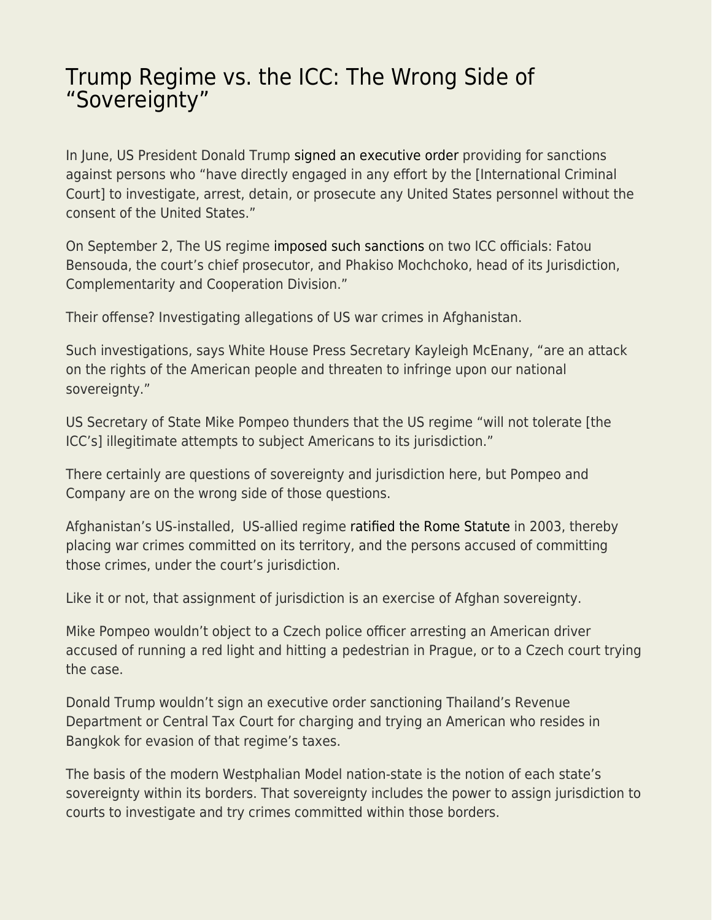# Trump Regime vs. the ICC: The Wrong Side of "Sovereignty"

In June, US President Donald Trump signed an executive order providing for sanctions against persons who "have directly engaged in any effort by the [International Criminal Court] to investigate, arrest, detain, or prosecute any United States personnel without the consent of the United States."

On September 2, The US regime imposed such sanctions on two ICC officials: Fatou Bensouda, the court's chief prosecutor, and Phakiso Mochchoko, head of its Jurisdiction, Complementarity and Cooperation Division."

Their offense? Investigating allegations of US war crimes in Afghanistan.

Such investigations, says White House Press Secretary Kayleigh McEnany, "are an attack on the rights of the American people and threaten to infringe upon our national sovereignty."

US Secretary of State Mike Pompeo thunders that the US regime "will not tolerate [the ICC's] illegitimate attempts to subject Americans to its jurisdiction."

There certainly are questions of sovereignty and jurisdiction here, but Pompeo and Company are on the wrong side of those questions.

Afghanistan's US-installed, US-allied regime ratified the Rome Statute in 2003, thereby placing war crimes committed on its territory, and the persons accused of committing those crimes, under the court's jurisdiction.

Like it or not, that assignment of jurisdiction is an exercise of Afghan sovereignty.

Mike Pompeo wouldn't object to a Czech police officer arresting an American driver accused of running a red light and hitting a pedestrian in Prague, or to a Czech court trying the case.

Donald Trump wouldn't sign an executive order sanctioning Thailand's Revenue Department or Central Tax Court for charging and trying an American who resides in Bangkok for evasion of that regime's taxes.

The basis of the modern Westphalian Model nation-state is the notion of each state's sovereignty within its borders. That sovereignty includes the power to assign jurisdiction to courts to investigate and try crimes committed within those borders.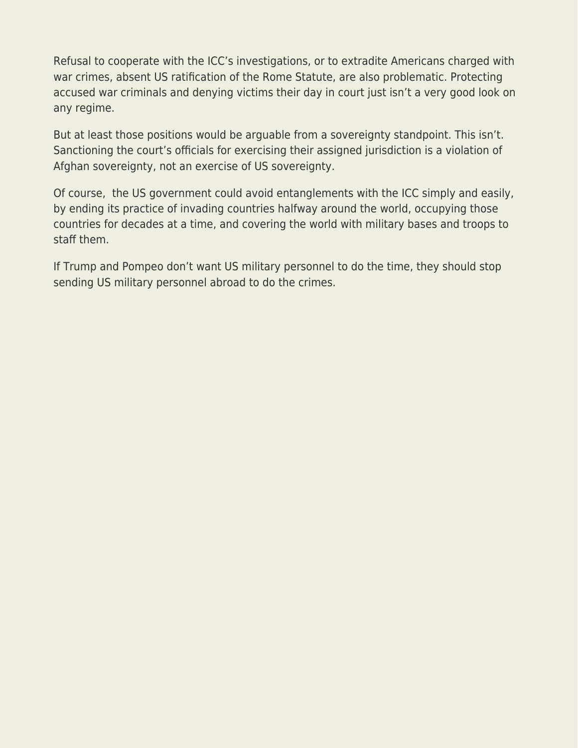Refusal to cooperate with the ICC's investigations, or to extradite Americans charged with war crimes, absent US ratification of the Rome Statute, are also problematic. Protecting accused war criminals and denying victims their day in court just isn't a very good look on any regime.

But at least those positions would be arguable from a sovereignty standpoint. This isn't. Sanctioning the court's officials for exercising their assigned jurisdiction is a violation of Afghan sovereignty, not an exercise of US sovereignty.

Of course, the US government could avoid entanglements with the ICC simply and easily, by ending its practice of invading countries halfway around the world, occupying those countries for decades at a time, and covering the world with military bases and troops to staff them.

If Trump and Pompeo don't want US military personnel to do the time, they should stop sending US military personnel abroad to do the crimes.